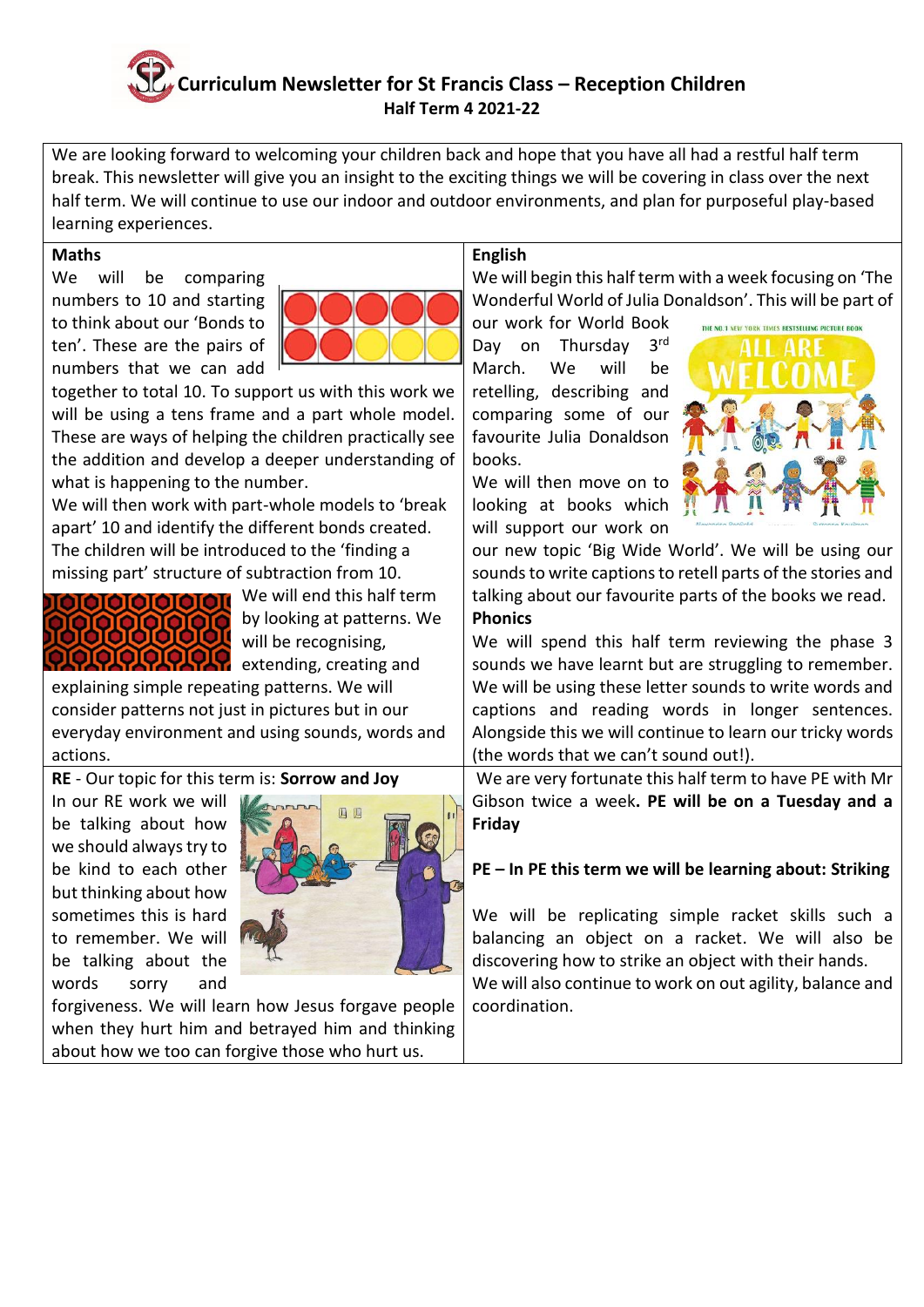# Curriculum Newsletter for St Francis Class – Reception Children

**Half Term 4 2021-22**

We are looking forward to welcoming your children back and hope that you have all had a restful half term break. This newsletter will give you an insight to the exciting things we will be covering in class over the next half term. We will continue to use our indoor and outdoor environments, and plan for purposeful play-based learning experiences.

## Maths

We will be comparing numbers to 10 and starting to think about our 'Bonds to ten'. These are the pairs of numbers that we can add together to total 10. To support us with this work we will be using a tens frame and a part whole model. These are ways of helping the children practically see the addition and develop a deeper understanding of what is happening to the number.

We will then work with part-whole models to 'break apart' 10 and identify the different bonds created. The children will be introduced to the 'finding a missing part' structure of subtraction from 10.

We will end this half term by looking at patterns. We will be recognising, extending, creating and explaining simple repeating patterns. We will consider patterns not just in pictures but in our everyday environment and using sounds, words and actions.

## English

We will begin this half term with a week focusing on 'The Wonderful World of Julia Donaldson'. This will be part of our work for World Book Day on Thursday 3rd March. We will be retelling, describing and comparing some of our favourite Julia Donaldson books.

We will then move on to looking at books which will support our work on our new topic 'Big Wide World'. We will be using our sounds to write captions to retell parts of the stories and talking about our favourite parts of the books we read.

**Phonics**

We will spend this half term reviewing the phase 3 sounds we have learnt but are struggling to remember. We will be using these letter sounds to write words and captions and reading words in longer sentences. Alongside this we will continue to learn our tricky words (the words that we can't sound out!).

## RE - Our topic for this term is: **Sorrow and Joy**

In our RE work we will be talking about how we should always try to be kind to each other but thinking about how sometimes this is hard to remember. We will be talking about the words sorry and forgiveness. We will learn how Jesus forgave people when they hurt him and betrayed him and thinking about how we too can forgive those who hurt us.

## PE

We are very fortunate this half term to have PE with Mr Gibson twice a week**. PE will be on a Tuesday and a Friday**

**PE – In PE this term we will be learning about: Striking**

We will be replicating simple racket skills such a balancing an object on a racket. We will also be discovering how to strike an object with their hands. We will also continue to work on out agility, balance and coordination.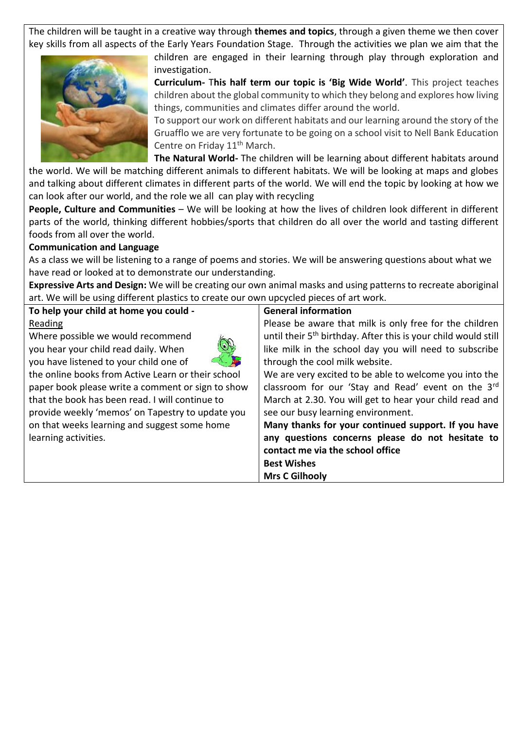The children will be taught in a creative way through **themes and topics**, through a given theme we then cover key skills from all aspects of the Early Years Foundation Stage. Through the activities we plan we aim that the children are engaged in their learning through play through exploration and investigation.

**Curriculum-** T**his half term our topic is 'Big Wide World'**. This project teaches children about the global community to which they belong and explores how living things, communities and climates differ around the world.

To support our work on different habitats and our learning around the story of the Gruafflo we are very fortunate to be going on a school visit to Nell Bank Education Centre on Friday 11th March.

**The Natural World-** The children will be learning about different habitats around the world. We will be matching different animals to different habitats. We will be looking at maps and globes and talking about different climates in different parts of the world. We will end the topic by looking at how we can look after our world, and the role we all can play with recycling

**People, Culture and Communities** – We will be looking at how the lives of children look different in different parts of the world, thinking different hobbies/sports that children do all over the world and tasting different foods from all over the world.

**Communication and Language**

As a class we will be listening to a range of poems and stories. We will be answering questions about what we have read or looked at to demonstrate our understanding.

**Expressive Arts and Design:** We will be creating our own animal masks and using patterns to recreate aboriginal art. We will be using different plastics to create our own upcycled pieces of art work.

**To help your child at home you could -**

Reading

Where possible we would recommend you hear your child read daily. When you have listened to your child one of the online books from Active Learn or their school paper book please write a comment or sign to show that the book has been read. I will continue to provide weekly 'memos' on Tapestry to update you on that weeks learning and suggest some home learning activities.

**General information**

Please be aware that milk is only free for the children until their 5th birthday. After this is your child would still like milk in the school day you will need to subscribe through the cool milk website.

We are very excited to be able to welcome you into the classroom for our 'Stay and Read' event on the 3rd March at 2.30. You will get to hear your child read and see our busy learning environment.

**Many thanks for your continued support. If you have any questions concerns please do not hesitate to contact me via the school office**

**Best Wishes**

**Mrs C Gilhooly**